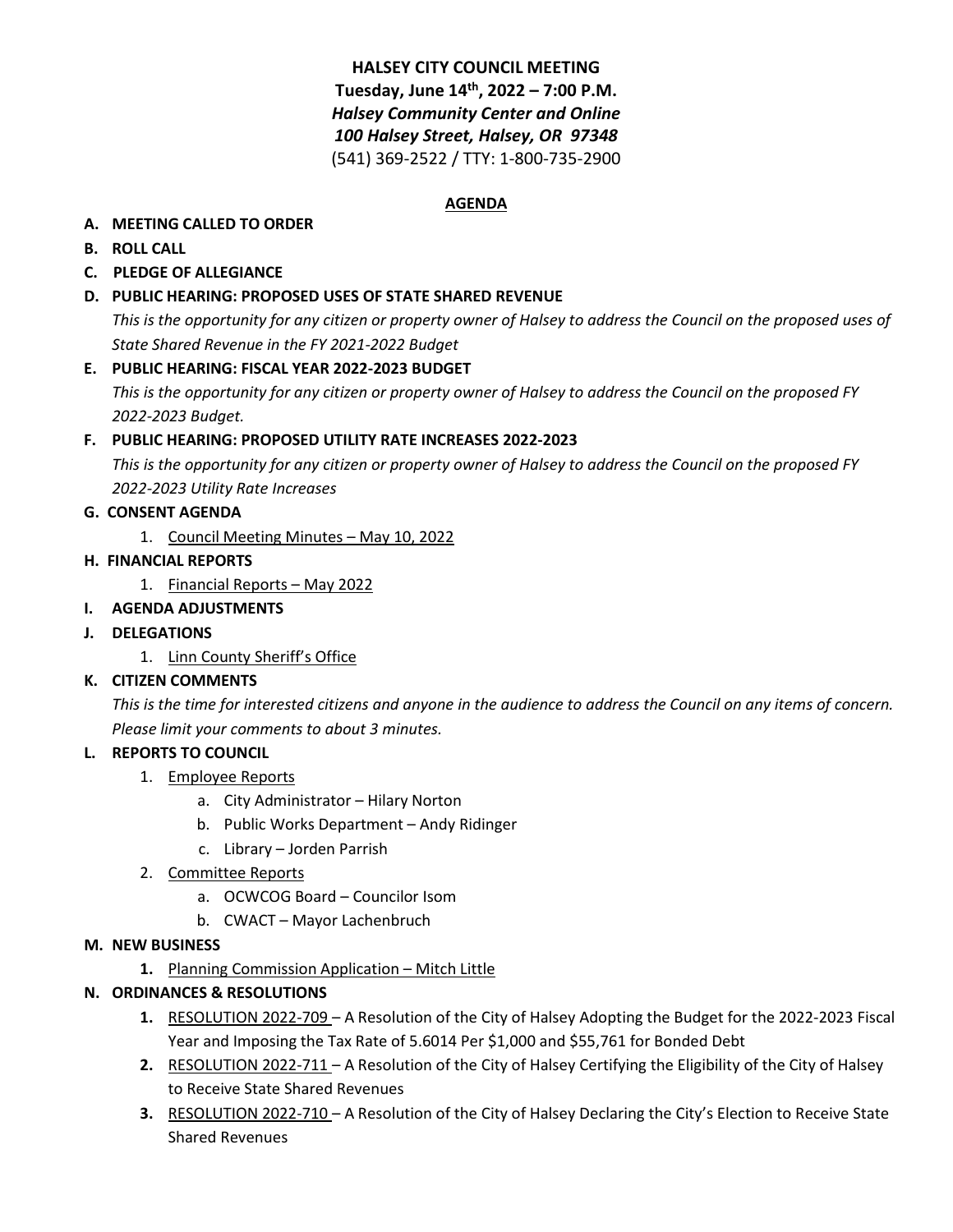**HALSEY CITY COUNCIL MEETING**
**Tuesday, June 14th, 2022 – 7:00 P.M.**
***Halsey Community Center and Online***
***100 Halsey Street, Halsey, OR 97348***
(541) 369-2522 / TTY: 1-800-735-2900

**AGENDA**

**A. MEETING CALLED TO ORDER**

**B. ROLL CALL**

**C. PLEDGE OF ALLEGIANCE**

**D. PUBLIC HEARING: PROPOSED USES OF STATE SHARED REVENUE**

*This is the opportunity for any citizen or property owner of Halsey to address the Council on the proposed uses of State Shared Revenue in the FY 2021-2022 Budget*

**E. PUBLIC HEARING: FISCAL YEAR 2022-2023 BUDGET**

*This is the opportunity for any citizen or property owner of Halsey to address the Council on the proposed FY 2022-2023 Budget.*

**F. PUBLIC HEARING: PROPOSED UTILITY RATE INCREASES 2022-2023**

*This is the opportunity for any citizen or property owner of Halsey to address the Council on the proposed FY 2022-2023 Utility Rate Increases*

**G. CONSENT AGENDA**

1. Council Meeting Minutes – May 10, 2022

**H. FINANCIAL REPORTS**

1. Financial Reports – May 2022

**I. AGENDA ADJUSTMENTS**

**J. DELEGATIONS**

1. Linn County Sheriff's Office

**K. CITIZEN COMMENTS**

*This is the time for interested citizens and anyone in the audience to address the Council on any items of concern. Please limit your comments to about 3 minutes.*

**L. REPORTS TO COUNCIL**

1. Employee Reports
   a. City Administrator – Hilary Norton
   b. Public Works Department – Andy Ridinger
   c. Library – Jorden Parrish
2. Committee Reports
   a. OCWCOG Board – Councilor Isom
   b. CWACT – Mayor Lachenbruch

**M. NEW BUSINESS**

1. Planning Commission Application – Mitch Little

**N. ORDINANCES & RESOLUTIONS**

1. RESOLUTION 2022-709 – A Resolution of the City of Halsey Adopting the Budget for the 2022-2023 Fiscal Year and Imposing the Tax Rate of 5.6014 Per $1,000 and $55,761 for Bonded Debt
2. RESOLUTION 2022-711 – A Resolution of the City of Halsey Certifying the Eligibility of the City of Halsey to Receive State Shared Revenues
3. RESOLUTION 2022-710 – A Resolution of the City of Halsey Declaring the City's Election to Receive State Shared Revenues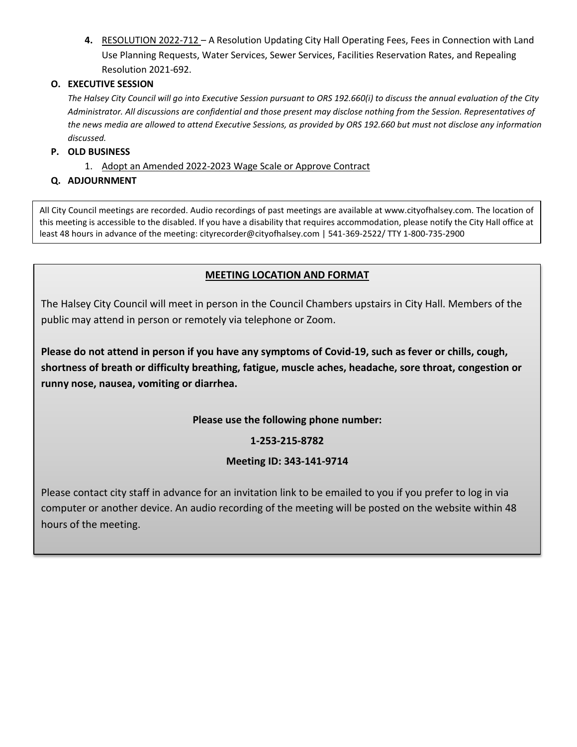4. RESOLUTION 2022-712 – A Resolution Updating City Hall Operating Fees, Fees in Connection with Land Use Planning Requests, Water Services, Sewer Services, Facilities Reservation Rates, and Repealing Resolution 2021-692.

**O. EXECUTIVE SESSION**

*The Halsey City Council will go into Executive Session pursuant to ORS 192.660(i) to discuss the annual evaluation of the City Administrator. All discussions are confidential and those present may disclose nothing from the Session. Representatives of the news media are allowed to attend Executive Sessions, as provided by ORS 192.660 but must not disclose any information discussed.*

**P. OLD BUSINESS**

1. Adopt an Amended 2022-2023 Wage Scale or Approve Contract

**Q. ADJOURNMENT**

All City Council meetings are recorded. Audio recordings of past meetings are available at www.cityofhalsey.com. The location of this meeting is accessible to the disabled. If you have a disability that requires accommodation, please notify the City Hall office at least 48 hours in advance of the meeting: cityrecorder@cityofhalsey.com | 541-369-2522/ TTY 1-800-735-2900

## MEETING LOCATION AND FORMAT

The Halsey City Council will meet in person in the Council Chambers upstairs in City Hall. Members of the public may attend in person or remotely via telephone or Zoom.

**Please do not attend in person if you have any symptoms of Covid-19, such as fever or chills, cough, shortness of breath or difficulty breathing, fatigue, muscle aches, headache, sore throat, congestion or runny nose, nausea, vomiting or diarrhea.**

**Please use the following phone number:**

**1-253-215-8782**

**Meeting ID: 343-141-9714**

Please contact city staff in advance for an invitation link to be emailed to you if you prefer to log in via computer or another device. An audio recording of the meeting will be posted on the website within 48 hours of the meeting.